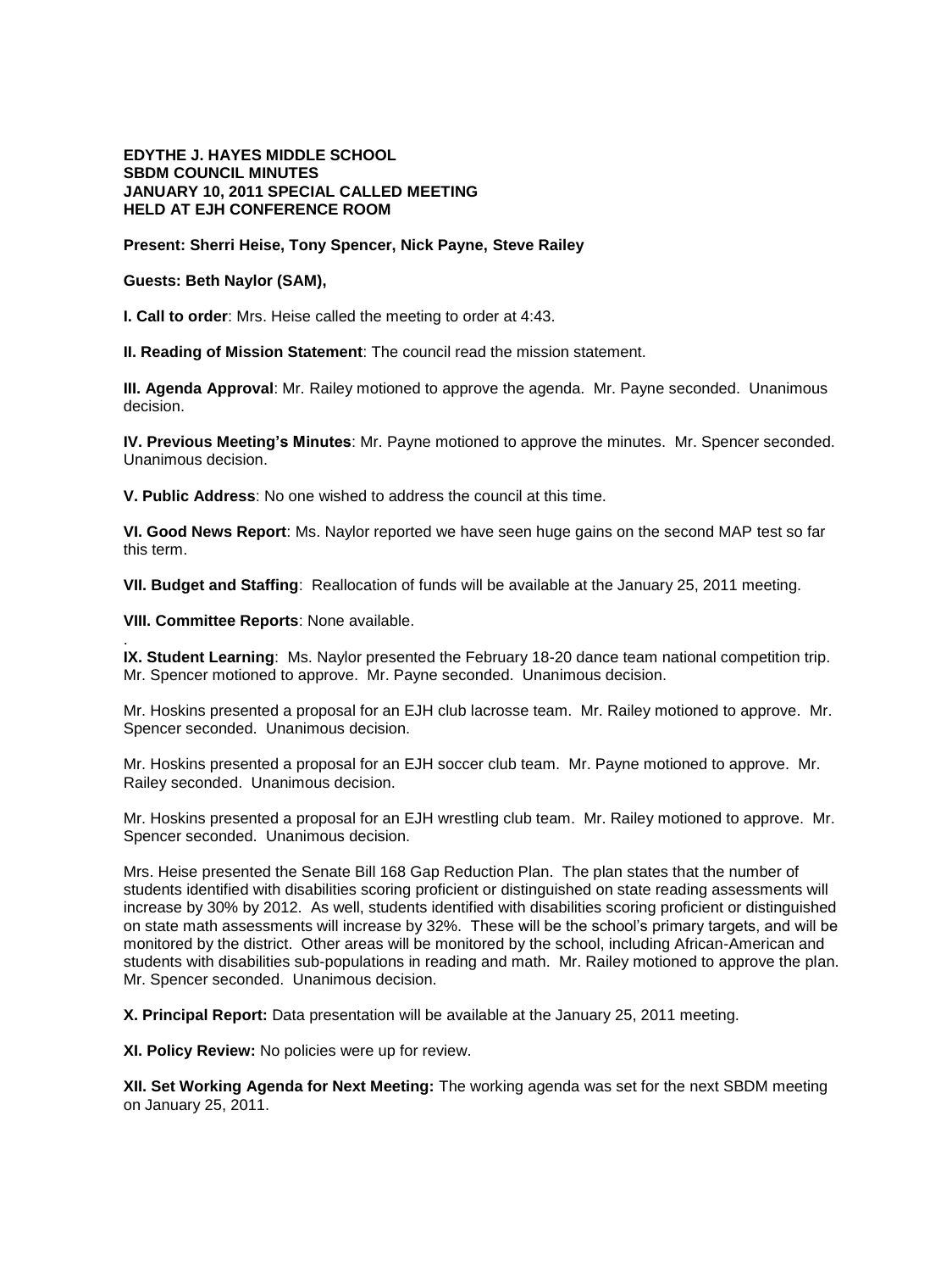**EDYTHE J. HAYES MIDDLE SCHOOL**
**SBDM COUNCIL MINUTES**
**JANUARY 10, 2011 SPECIAL CALLED MEETING**
**HELD AT EJH CONFERENCE ROOM**

**Present: Sherri Heise, Tony Spencer, Nick Payne, Steve Railey**

**Guests: Beth Naylor (SAM),**

**I. Call to order**: Mrs. Heise called the meeting to order at 4:43.

**II. Reading of Mission Statement**: The council read the mission statement.

**III. Agenda Approval**: Mr. Railey motioned to approve the agenda. Mr. Payne seconded. Unanimous decision.

**IV. Previous Meeting's Minutes**: Mr. Payne motioned to approve the minutes. Mr. Spencer seconded. Unanimous decision.

**V. Public Address**: No one wished to address the council at this time.

**VI. Good News Report**: Ms. Naylor reported we have seen huge gains on the second MAP test so far this term.

**VII. Budget and Staffing**: Reallocation of funds will be available at the January 25, 2011 meeting.

**VIII. Committee Reports**: None available.

.

**IX. Student Learning**: Ms. Naylor presented the February 18-20 dance team national competition trip. Mr. Spencer motioned to approve. Mr. Payne seconded. Unanimous decision.

Mr. Hoskins presented a proposal for an EJH club lacrosse team. Mr. Railey motioned to approve. Mr. Spencer seconded. Unanimous decision.

Mr. Hoskins presented a proposal for an EJH soccer club team. Mr. Payne motioned to approve. Mr. Railey seconded. Unanimous decision.

Mr. Hoskins presented a proposal for an EJH wrestling club team. Mr. Railey motioned to approve. Mr. Spencer seconded. Unanimous decision.

Mrs. Heise presented the Senate Bill 168 Gap Reduction Plan. The plan states that the number of students identified with disabilities scoring proficient or distinguished on state reading assessments will increase by 30% by 2012. As well, students identified with disabilities scoring proficient or distinguished on state math assessments will increase by 32%. These will be the school's primary targets, and will be monitored by the district. Other areas will be monitored by the school, including African-American and students with disabilities sub-populations in reading and math. Mr. Railey motioned to approve the plan. Mr. Spencer seconded. Unanimous decision.

**X. Principal Report:** Data presentation will be available at the January 25, 2011 meeting.

**XI. Policy Review:** No policies were up for review.

**XII. Set Working Agenda for Next Meeting:** The working agenda was set for the next SBDM meeting on January 25, 2011.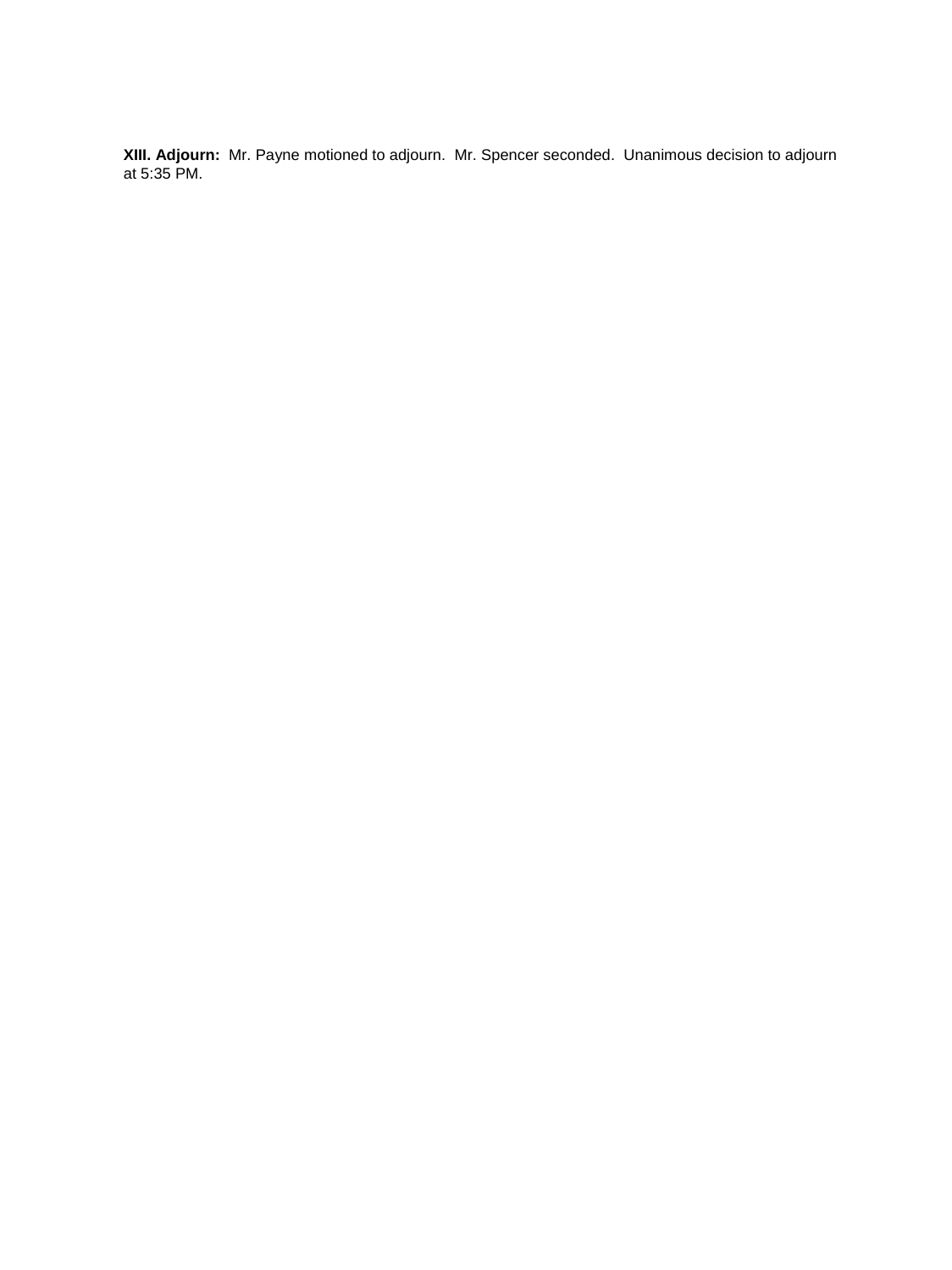**XIII. Adjourn:** Mr. Payne motioned to adjourn. Mr. Spencer seconded. Unanimous decision to adjourn at 5:35 PM.